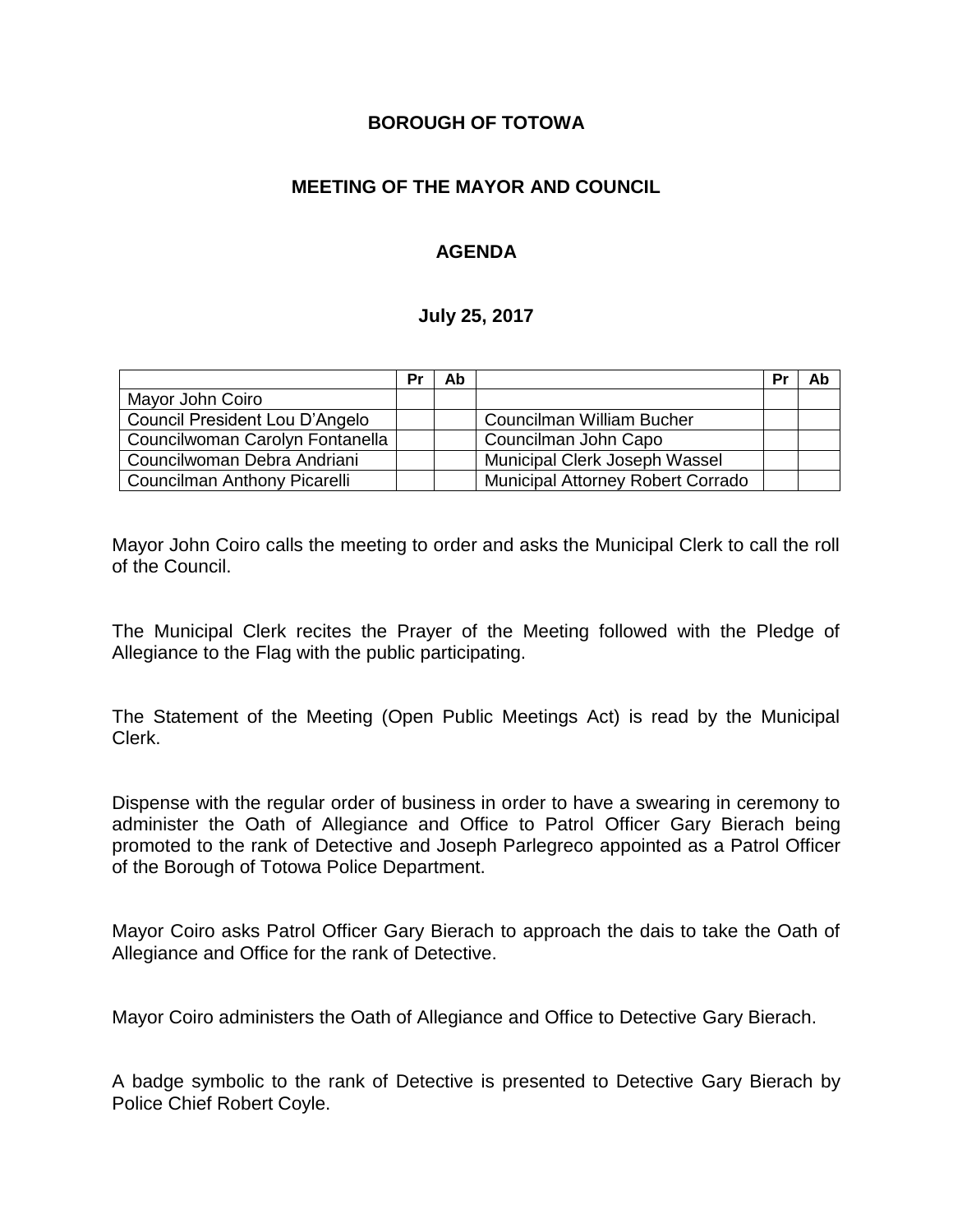**BOROUGH OF TOTOWA**

**MEETING OF THE MAYOR AND COUNCIL**

**AGENDA**

**July 25, 2017**

| | Pr | Ab | | Pr | Ab |
|---|---|---|---|---|---|
| Mayor John Coiro | | | | | |
| Council President Lou D'Angelo | | | Councilman William Bucher | | |
| Councilwoman Carolyn Fontanella | | | Councilman John Capo | | |
| Councilwoman Debra Andriani | | | Municipal Clerk Joseph Wassel | | |
| Councilman Anthony Picarelli | | | Municipal Attorney Robert Corrado | | |

Mayor John Coiro calls the meeting to order and asks the Municipal Clerk to call the roll of the Council.

The Municipal Clerk recites the Prayer of the Meeting followed with the Pledge of Allegiance to the Flag with the public participating.

The Statement of the Meeting (Open Public Meetings Act) is read by the Municipal Clerk.

Dispense with the regular order of business in order to have a swearing in ceremony to administer the Oath of Allegiance and Office to Patrol Officer Gary Bierach being promoted to the rank of Detective and Joseph Parlegreco appointed as a Patrol Officer of the Borough of Totowa Police Department.

Mayor Coiro asks Patrol Officer Gary Bierach to approach the dais to take the Oath of Allegiance and Office for the rank of Detective.

Mayor Coiro administers the Oath of Allegiance and Office to Detective Gary Bierach.

A badge symbolic to the rank of Detective is presented to Detective Gary Bierach by Police Chief Robert Coyle.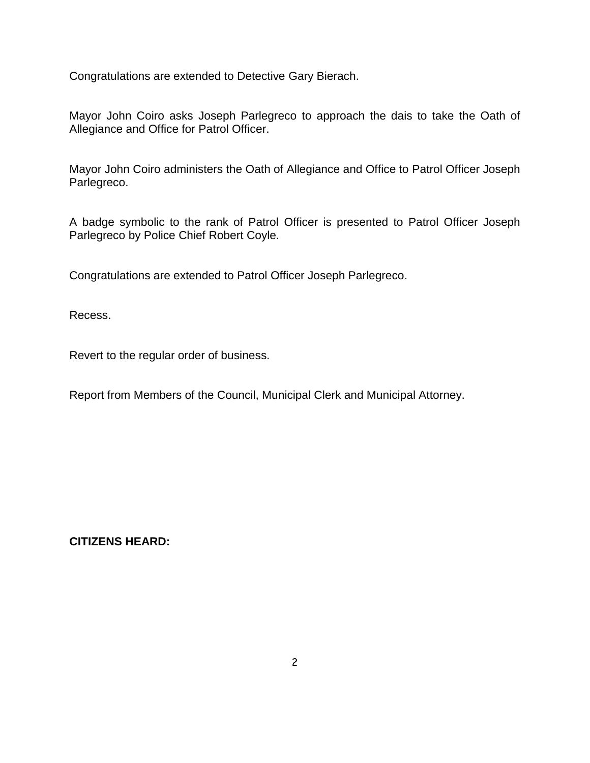Congratulations are extended to Detective Gary Bierach.

Mayor John Coiro asks Joseph Parlegreco to approach the dais to take the Oath of Allegiance and Office for Patrol Officer.

Mayor John Coiro administers the Oath of Allegiance and Office to Patrol Officer Joseph Parlegreco.

A badge symbolic to the rank of Patrol Officer is presented to Patrol Officer Joseph Parlegreco by Police Chief Robert Coyle.

Congratulations are extended to Patrol Officer Joseph Parlegreco.

Recess.

Revert to the regular order of business.

Report from Members of the Council, Municipal Clerk and Municipal Attorney.

**CITIZENS HEARD:**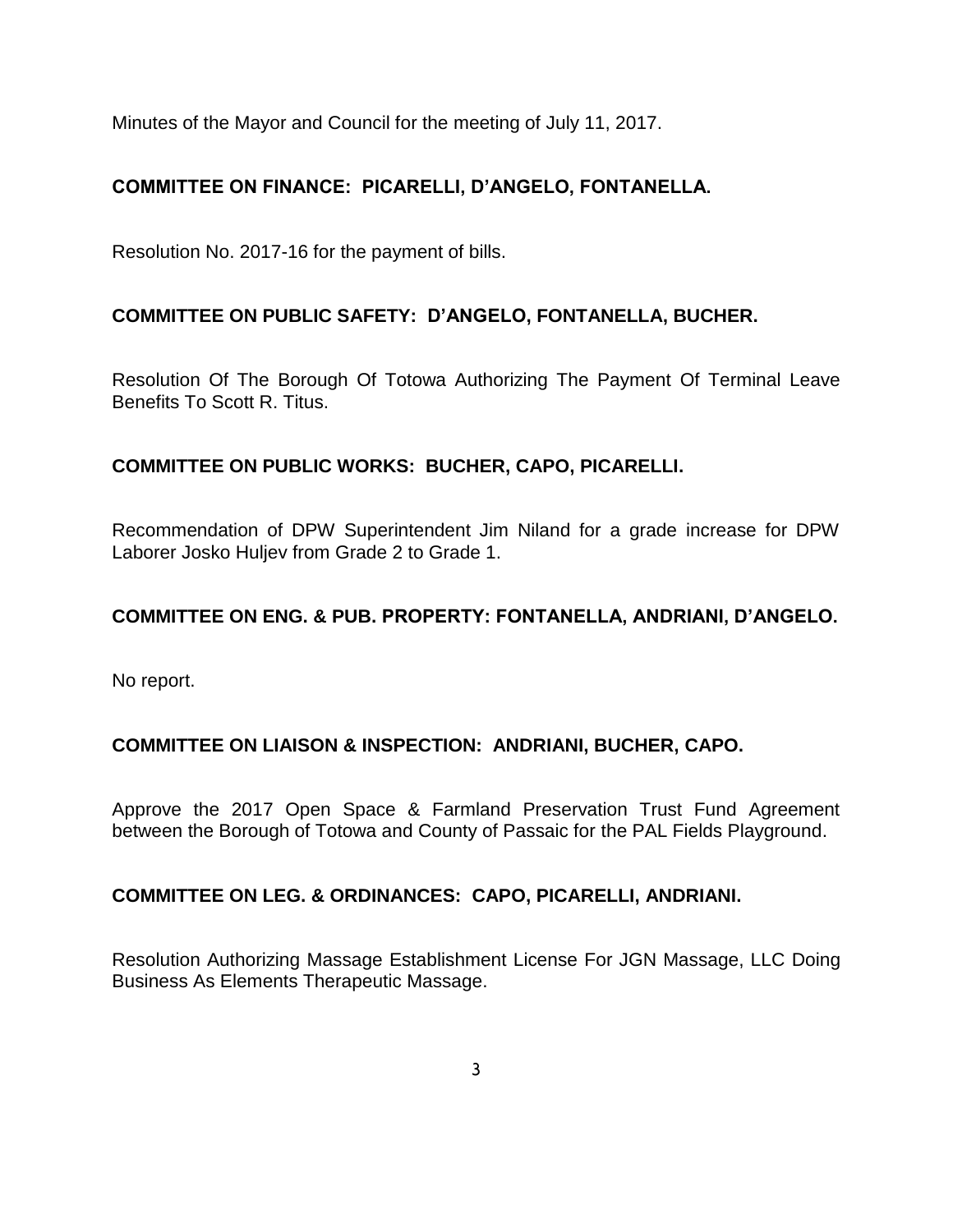Minutes of the Mayor and Council for the meeting of July 11, 2017.

**COMMITTEE ON FINANCE: PICARELLI, D'ANGELO, FONTANELLA.**

Resolution No. 2017-16 for the payment of bills.

**COMMITTEE ON PUBLIC SAFETY: D'ANGELO, FONTANELLA, BUCHER.**

Resolution Of The Borough Of Totowa Authorizing The Payment Of Terminal Leave Benefits To Scott R. Titus.

**COMMITTEE ON PUBLIC WORKS: BUCHER, CAPO, PICARELLI.**

Recommendation of DPW Superintendent Jim Niland for a grade increase for DPW Laborer Josko Huljev from Grade 2 to Grade 1.

**COMMITTEE ON ENG. & PUB. PROPERTY: FONTANELLA, ANDRIANI, D'ANGELO.**

No report.

**COMMITTEE ON LIAISON & INSPECTION: ANDRIANI, BUCHER, CAPO.**

Approve the 2017 Open Space & Farmland Preservation Trust Fund Agreement between the Borough of Totowa and County of Passaic for the PAL Fields Playground.

**COMMITTEE ON LEG. & ORDINANCES: CAPO, PICARELLI, ANDRIANI.**

Resolution Authorizing Massage Establishment License For JGN Massage, LLC Doing Business As Elements Therapeutic Massage.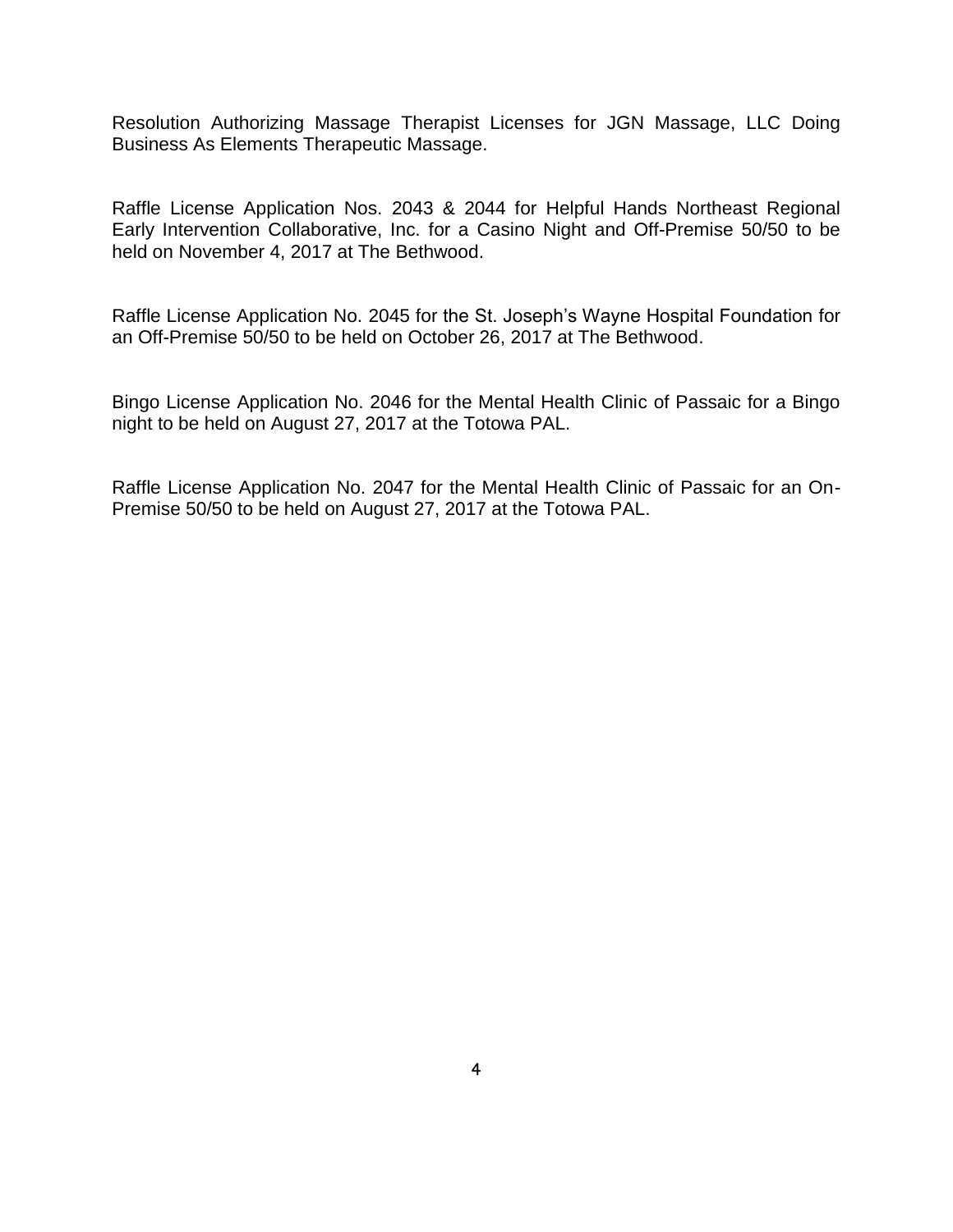Resolution Authorizing Massage Therapist Licenses for JGN Massage, LLC Doing Business As Elements Therapeutic Massage.

Raffle License Application Nos. 2043 & 2044 for Helpful Hands Northeast Regional Early Intervention Collaborative, Inc. for a Casino Night and Off-Premise 50/50 to be held on November 4, 2017 at The Bethwood.

Raffle License Application No. 2045 for the St. Joseph's Wayne Hospital Foundation for an Off-Premise 50/50 to be held on October 26, 2017 at The Bethwood.

Bingo License Application No. 2046 for the Mental Health Clinic of Passaic for a Bingo night to be held on August 27, 2017 at the Totowa PAL.

Raffle License Application No. 2047 for the Mental Health Clinic of Passaic for an On-Premise 50/50 to be held on August 27, 2017 at the Totowa PAL.